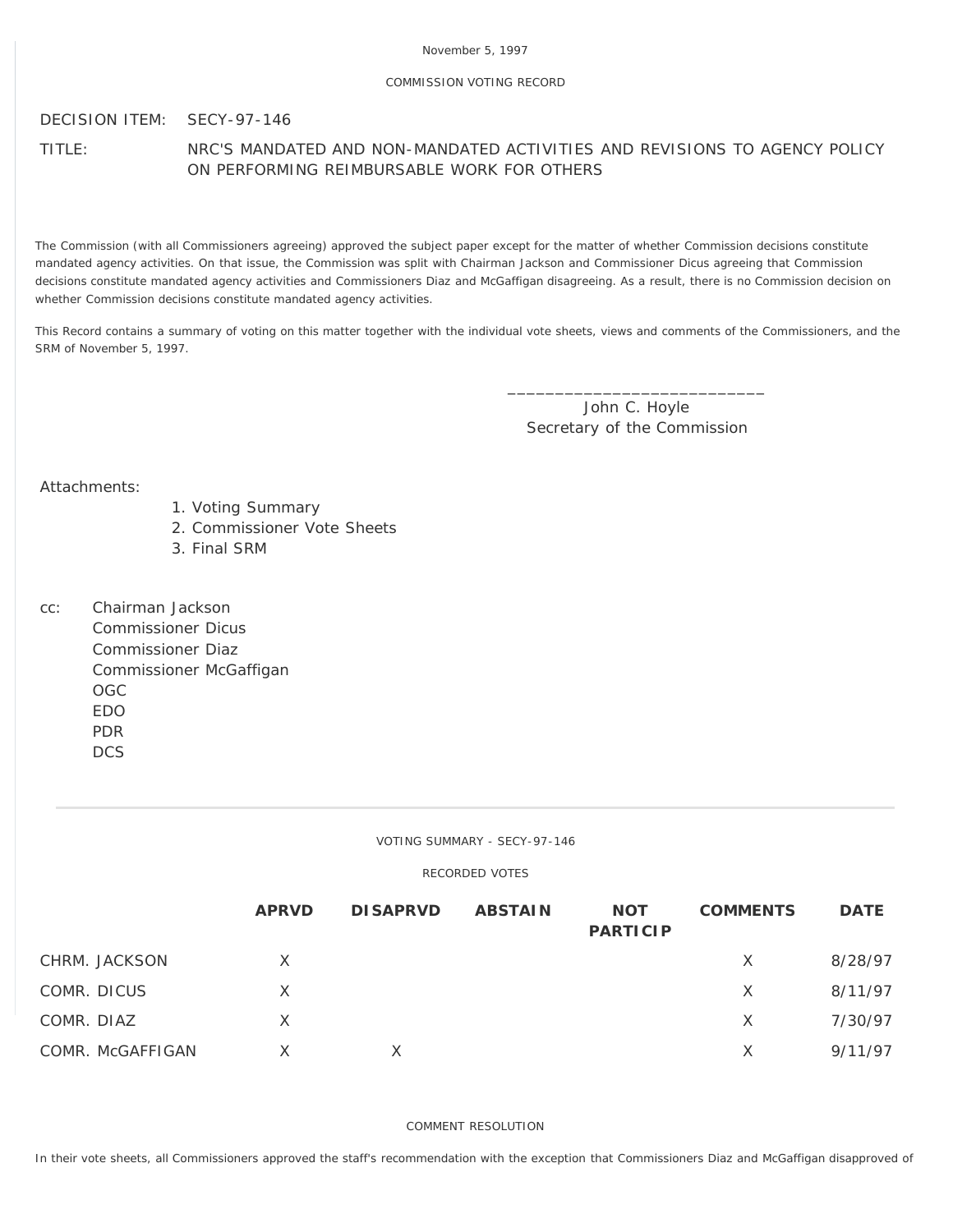November 5, 1997

COMMISSION VOTING RECORD

DECISION ITEM: SECY-97-146

TITLE: NRC'S MANDATED AND NON-MANDATED ACTIVITIES AND REVISIONS TO AGENCY POLICY ON PERFORMING REIMBURSABLE WORK FOR OTHERS

The Commission (with all Commissioners agreeing) approved the subject paper except for the matter of whether Commission decisions constitute mandated agency activities. On that issue, the Commission was split with Chairman Jackson and Commissioner Dicus agreeing that Commission decisions constitute mandated agency activities and Commissioners Diaz and McGaffigan disagreeing. As a result, there is no Commission decision on whether Commission decisions constitute mandated agency activities.

This Record contains a summary of voting on this matter together with the individual vote sheets, views and comments of the Commissioners, and the SRM of November 5, 1997.

\_\_\_\_\_\_\_\_\_\_\_\_\_\_\_\_\_\_\_\_\_\_\_\_\_\_\_\_
John C. Hoyle
Secretary of the Commission

Attachments:

1. Voting Summary
2. Commissioner Vote Sheets
3. Final SRM

cc: Chairman Jackson
Commissioner Dicus
Commissioner Diaz
Commissioner McGaffigan
OGC
EDO
PDR
DCS

---

VOTING SUMMARY - SECY-97-146

RECORDED VOTES

| | APRVD | DISAPRVD | ABSTAIN | NOT PARTICIP | COMMENTS | DATE |
|---|---|---|---|---|---|---|
| CHRM. JACKSON | X | | | | X | 8/28/97 |
| COMR. DICUS | X | | | | X | 8/11/97 |
| COMR. DIAZ | X | | | | X | 7/30/97 |
| COMR. McGAFFIGAN | X | X | | | X | 9/11/97 |

COMMENT RESOLUTION

In their vote sheets, all Commissioners approved the staff's recommendation with the exception that Commissioners Diaz and McGaffigan disapproved of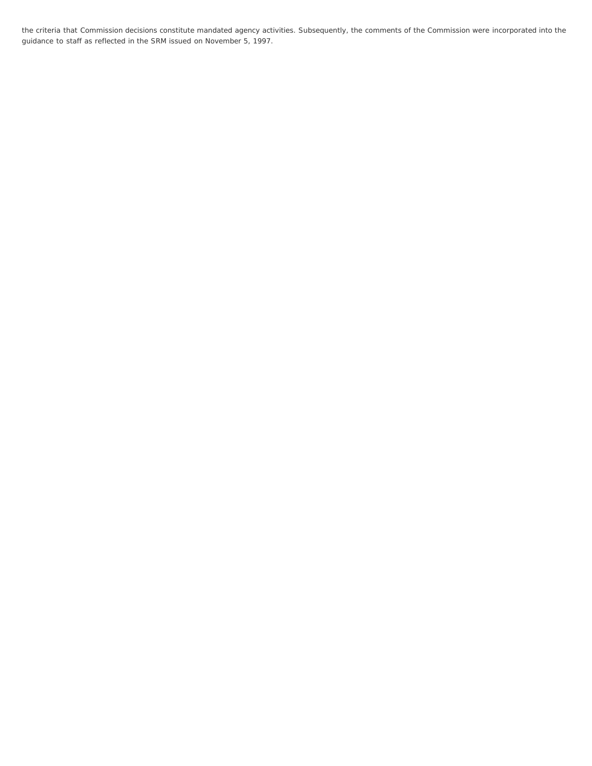the criteria that Commission decisions constitute mandated agency activities. Subsequently, the comments of the Commission were incorporated into the guidance to staff as reflected in the SRM issued on November 5, 1997.